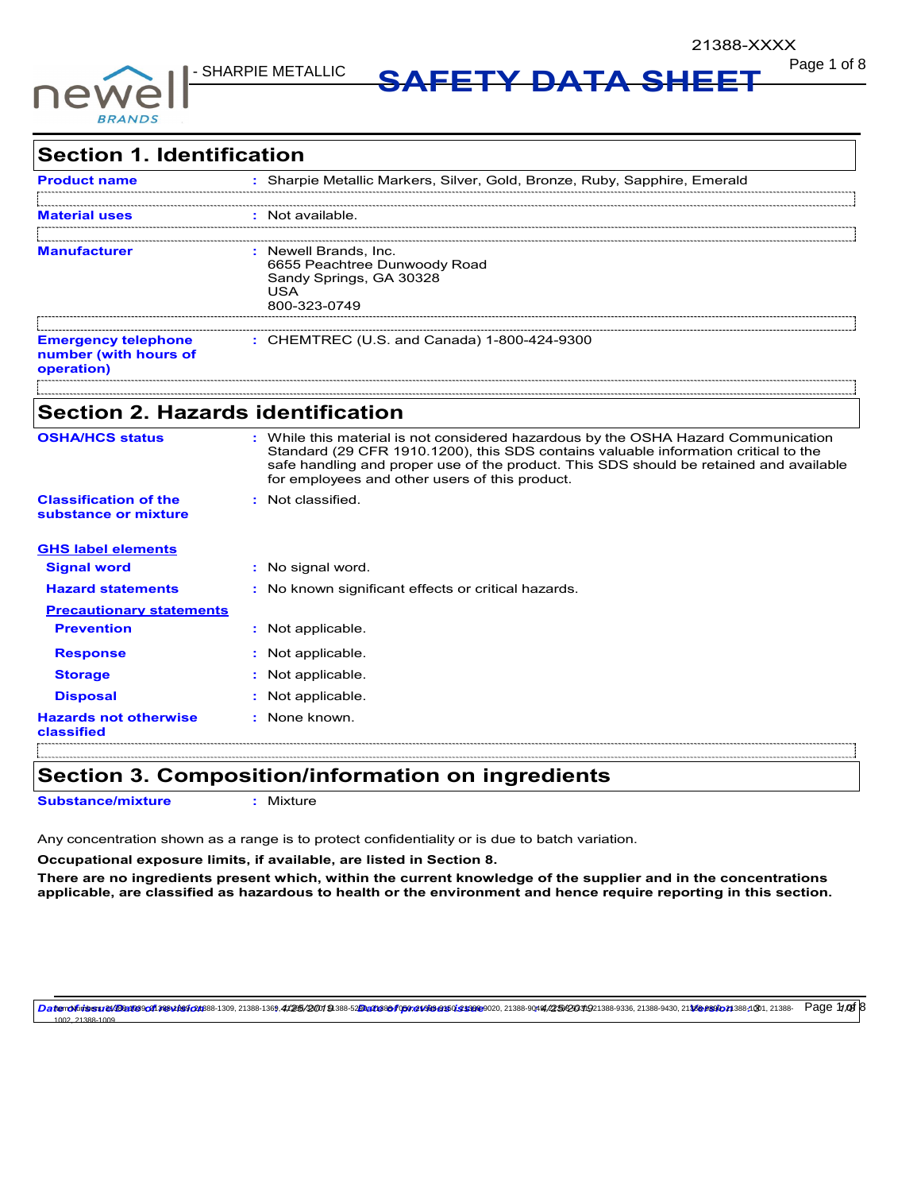# SAFETY DATA SHEET

- SHARPIE METALLIC

21388-XXXX

## Section 1. Identification

| | | |
|---|---|---|
| **Product name** | : | Sharpie Metallic Markers, Silver, Gold, Bronze, Ruby, Sapphire, Emerald |
| **Material uses** | : | Not available. |
| **Manufacturer** | : | Newell Brands, Inc.<br>6655 Peachtree Dunwoody Road<br>Sandy Springs, GA 30328<br>USA<br>800-323-0749 |
| **Emergency telephone number (with hours of operation)** | : | CHEMTREC (U.S. and Canada) 1-800-424-9300 |

## Section 2. Hazards identification

| | | |
|---|---|---|
| **OSHA/HCS status** | : | While this material is not considered hazardous by the OSHA Hazard Communication Standard (29 CFR 1910.1200), this SDS contains valuable information critical to the safe handling and proper use of the product. This SDS should be retained and available for employees and other users of this product. |
| **Classification of the substance or mixture** | : | Not classified. |

**GHS label elements**

| | | |
|---|---|---|
| **Signal word** | : | No signal word. |
| **Hazard statements** | : | No known significant effects or critical hazards. |

**Precautionary statements**

| | | |
|---|---|---|
| **Prevention** | : | Not applicable. |
| **Response** | : | Not applicable. |
| **Storage** | : | Not applicable. |
| **Disposal** | : | Not applicable. |
| **Hazards not otherwise classified** | : | None known. |

## Section 3. Composition/information on ingredients

| | | |
|---|---|---|
| **Substance/mixture** | : | Mixture |

Any concentration shown as a range is to protect confidentiality or is due to batch variation.

**Occupational exposure limits, if available, are listed in Section 8.**

**There are no ingredients present which, within the current knowledge of the supplier and in the concentrations applicable, are classified as hazardous to health or the environment and hence require reporting in this section.**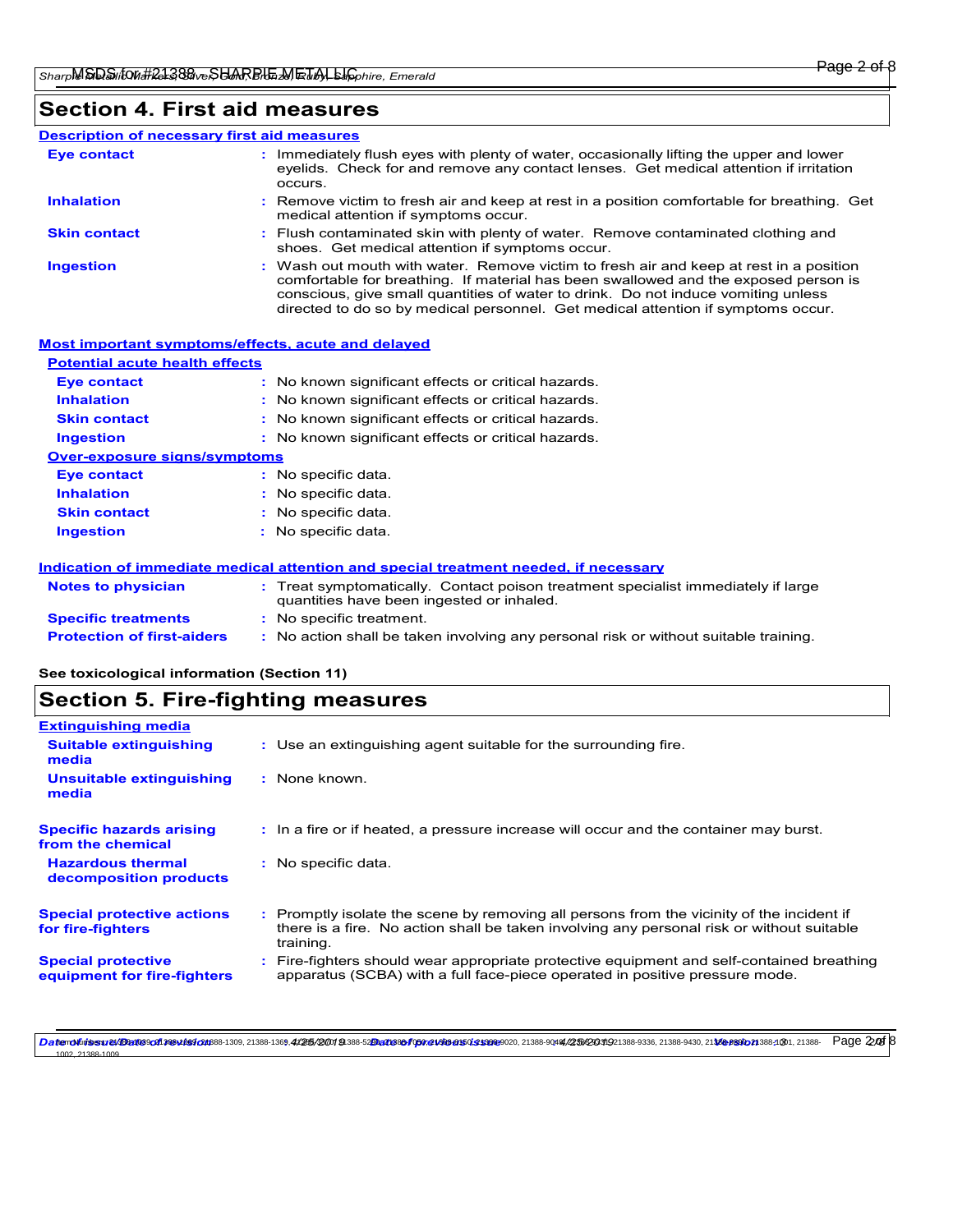## Section 4. First aid measures

### Description of necessary first aid measures

**Eye contact** : Immediately flush eyes with plenty of water, occasionally lifting the upper and lower eyelids. Check for and remove any contact lenses. Get medical attention if irritation occurs.

**Inhalation** : Remove victim to fresh air and keep at rest in a position comfortable for breathing. Get medical attention if symptoms occur.

**Skin contact** : Flush contaminated skin with plenty of water. Remove contaminated clothing and shoes. Get medical attention if symptoms occur.

**Ingestion** : Wash out mouth with water. Remove victim to fresh air and keep at rest in a position comfortable for breathing. If material has been swallowed and the exposed person is conscious, give small quantities of water to drink. Do not induce vomiting unless directed to do so by medical personnel. Get medical attention if symptoms occur.

### Most important symptoms/effects, acute and delayed

**Potential acute health effects**

**Eye contact** : No known significant effects or critical hazards.

**Inhalation** : No known significant effects or critical hazards.

**Skin contact** : No known significant effects or critical hazards.

**Ingestion** : No known significant effects or critical hazards.

**Over-exposure signs/symptoms**

**Eye contact** : No specific data.

**Inhalation** : No specific data.

**Skin contact** : No specific data.

**Ingestion** : No specific data.

### Indication of immediate medical attention and special treatment needed, if necessary

**Notes to physician** : Treat symptomatically. Contact poison treatment specialist immediately if large quantities have been ingested or inhaled.

**Specific treatments** : No specific treatment.

**Protection of first-aiders** : No action shall be taken involving any personal risk or without suitable training.

**See toxicological information (Section 11)**

## Section 5. Fire-fighting measures

### Extinguishing media

**Suitable extinguishing media** : Use an extinguishing agent suitable for the surrounding fire.

**Unsuitable extinguishing media** : None known.

**Specific hazards arising from the chemical** : In a fire or if heated, a pressure increase will occur and the container may burst.

**Hazardous thermal decomposition products** : No specific data.

**Special protective actions for fire-fighters** : Promptly isolate the scene by removing all persons from the vicinity of the incident if there is a fire. No action shall be taken involving any personal risk or without suitable training.

**Special protective equipment for fire-fighters** : Fire-fighters should wear appropriate protective equipment and self-contained breathing apparatus (SCBA) with a full face-piece operated in positive pressure mode.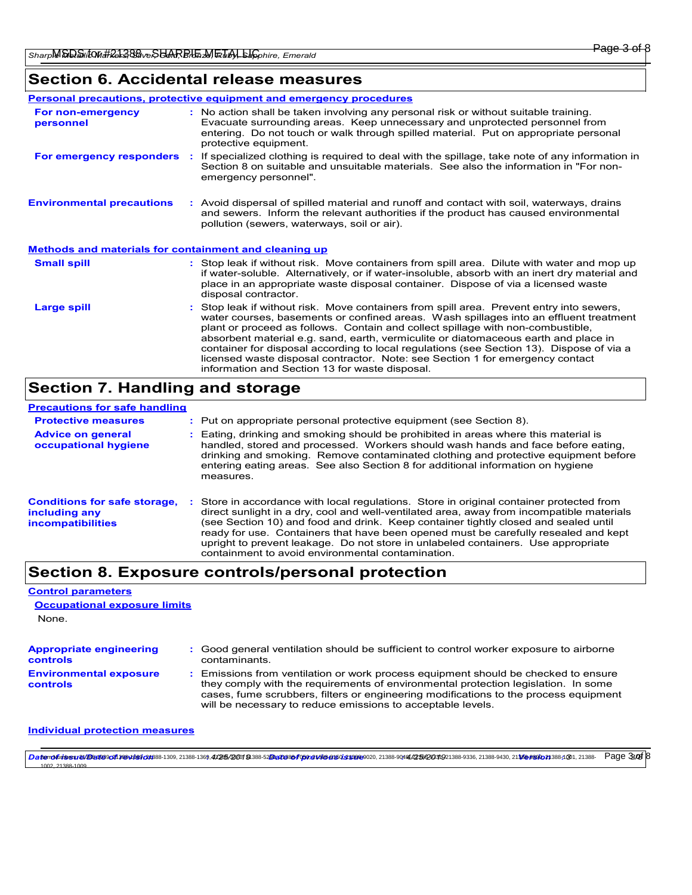## Section 6. Accidental release measures

### Personal precautions, protective equipment and emergency procedures

**For non-emergency personnel** : No action shall be taken involving any personal risk or without suitable training. Evacuate surrounding areas. Keep unnecessary and unprotected personnel from entering. Do not touch or walk through spilled material. Put on appropriate personal protective equipment.

**For emergency responders** : If specialized clothing is required to deal with the spillage, take note of any information in Section 8 on suitable and unsuitable materials. See also the information in "For non-emergency personnel".

**Environmental precautions** : Avoid dispersal of spilled material and runoff and contact with soil, waterways, drains and sewers. Inform the relevant authorities if the product has caused environmental pollution (sewers, waterways, soil or air).

### Methods and materials for containment and cleaning up

**Small spill** : Stop leak if without risk. Move containers from spill area. Dilute with water and mop up if water-soluble. Alternatively, or if water-insoluble, absorb with an inert dry material and place in an appropriate waste disposal container. Dispose of via a licensed waste disposal contractor.

**Large spill** : Stop leak if without risk. Move containers from spill area. Prevent entry into sewers, water courses, basements or confined areas. Wash spillages into an effluent treatment plant or proceed as follows. Contain and collect spillage with non-combustible, absorbent material e.g. sand, earth, vermiculite or diatomaceous earth and place in container for disposal according to local regulations (see Section 13). Dispose of via a licensed waste disposal contractor. Note: see Section 1 for emergency contact information and Section 13 for waste disposal.

## Section 7. Handling and storage

### Precautions for safe handling

**Protective measures** : Put on appropriate personal protective equipment (see Section 8).

**Advice on general occupational hygiene** : Eating, drinking and smoking should be prohibited in areas where this material is handled, stored and processed. Workers should wash hands and face before eating, drinking and smoking. Remove contaminated clothing and protective equipment before entering eating areas. See also Section 8 for additional information on hygiene measures.

**Conditions for safe storage, including any incompatibilities** : Store in accordance with local regulations. Store in original container protected from direct sunlight in a dry, cool and well-ventilated area, away from incompatible materials (see Section 10) and food and drink. Keep container tightly closed and sealed until ready for use. Containers that have been opened must be carefully resealed and kept upright to prevent leakage. Do not store in unlabeled containers. Use appropriate containment to avoid environmental contamination.

## Section 8. Exposure controls/personal protection

### Control parameters

#### Occupational exposure limits

None.

**Appropriate engineering controls** : Good general ventilation should be sufficient to control worker exposure to airborne contaminants.

**Environmental exposure controls** : Emissions from ventilation or work process equipment should be checked to ensure they comply with the requirements of environmental protection legislation. In some cases, fume scrubbers, filters or engineering modifications to the process equipment will be necessary to reduce emissions to acceptable levels.

### Individual protection measures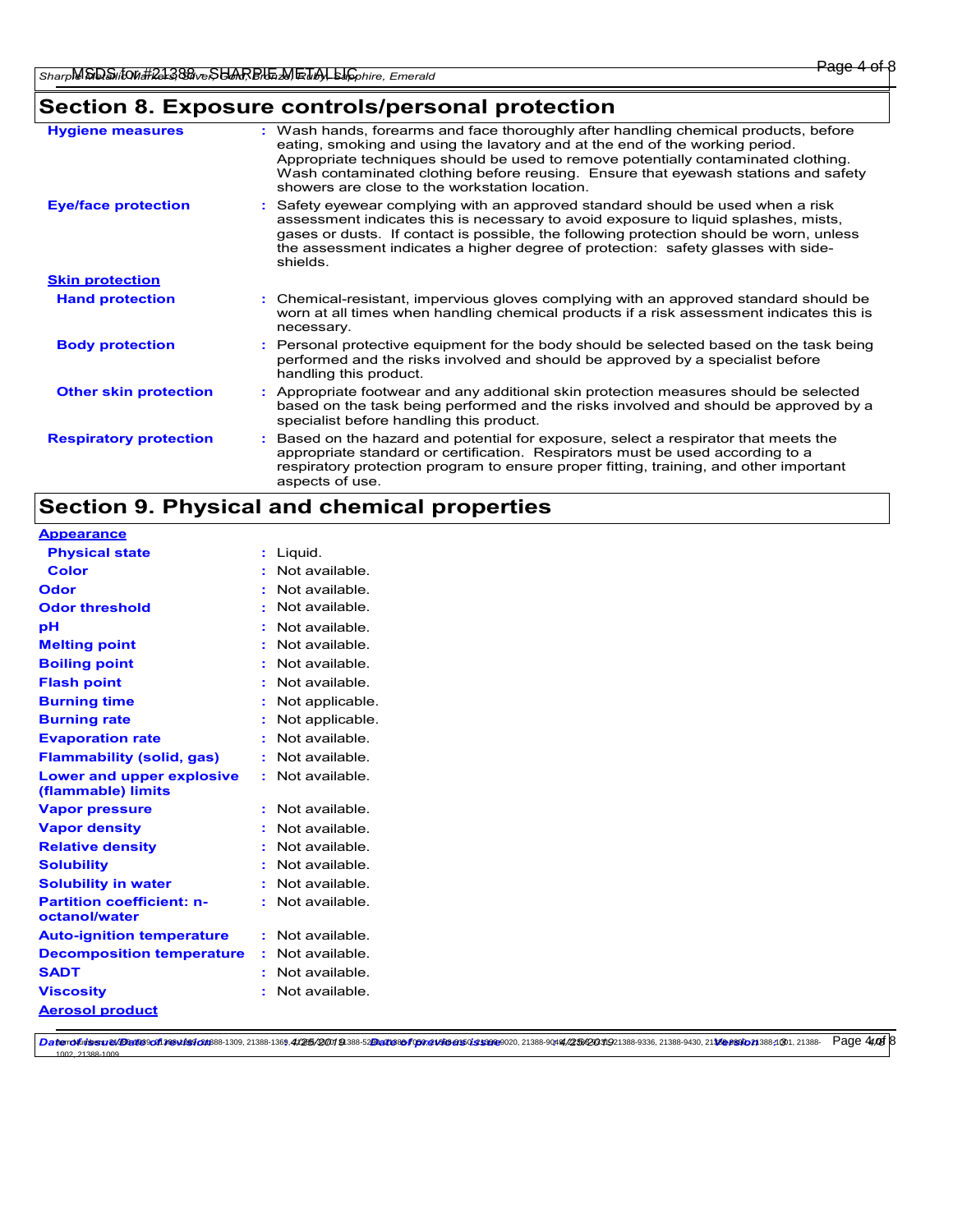## Section 8. Exposure controls/personal protection

**Hygiene measures** : Wash hands, forearms and face thoroughly after handling chemical products, before eating, smoking and using the lavatory and at the end of the working period. Appropriate techniques should be used to remove potentially contaminated clothing. Wash contaminated clothing before reusing. Ensure that eyewash stations and safety showers are close to the workstation location.

**Eye/face protection** : Safety eyewear complying with an approved standard should be used when a risk assessment indicates this is necessary to avoid exposure to liquid splashes, mists, gases or dusts. If contact is possible, the following protection should be worn, unless the assessment indicates a higher degree of protection: safety glasses with side-shields.

**Skin protection**

**Hand protection** : Chemical-resistant, impervious gloves complying with an approved standard should be worn at all times when handling chemical products if a risk assessment indicates this is necessary.

**Body protection** : Personal protective equipment for the body should be selected based on the task being performed and the risks involved and should be approved by a specialist before handling this product.

**Other skin protection** : Appropriate footwear and any additional skin protection measures should be selected based on the task being performed and the risks involved and should be approved by a specialist before handling this product.

**Respiratory protection** : Based on the hazard and potential for exposure, select a respirator that meets the appropriate standard or certification. Respirators must be used according to a respiratory protection program to ensure proper fitting, training, and other important aspects of use.

## Section 9. Physical and chemical properties

**Appearance**

**Physical state** : Liquid.

**Color** : Not available.

**Odor** : Not available.

**Odor threshold** : Not available.

**pH** : Not available.

**Melting point** : Not available.

**Boiling point** : Not available.

**Flash point** : Not available.

**Burning time** : Not applicable.

**Burning rate** : Not applicable.

**Evaporation rate** : Not available.

**Flammability (solid, gas)** : Not available.

**Lower and upper explosive (flammable) limits** : Not available.

**Vapor pressure** : Not available.

**Vapor density** : Not available.

**Relative density** : Not available.

**Solubility** : Not available.

**Solubility in water** : Not available.

**Partition coefficient: n-octanol/water** : Not available.

**Auto-ignition temperature** : Not available.

**Decomposition temperature** : Not available.

**SADT** : Not available.

**Viscosity** : Not available.

**Aerosol product**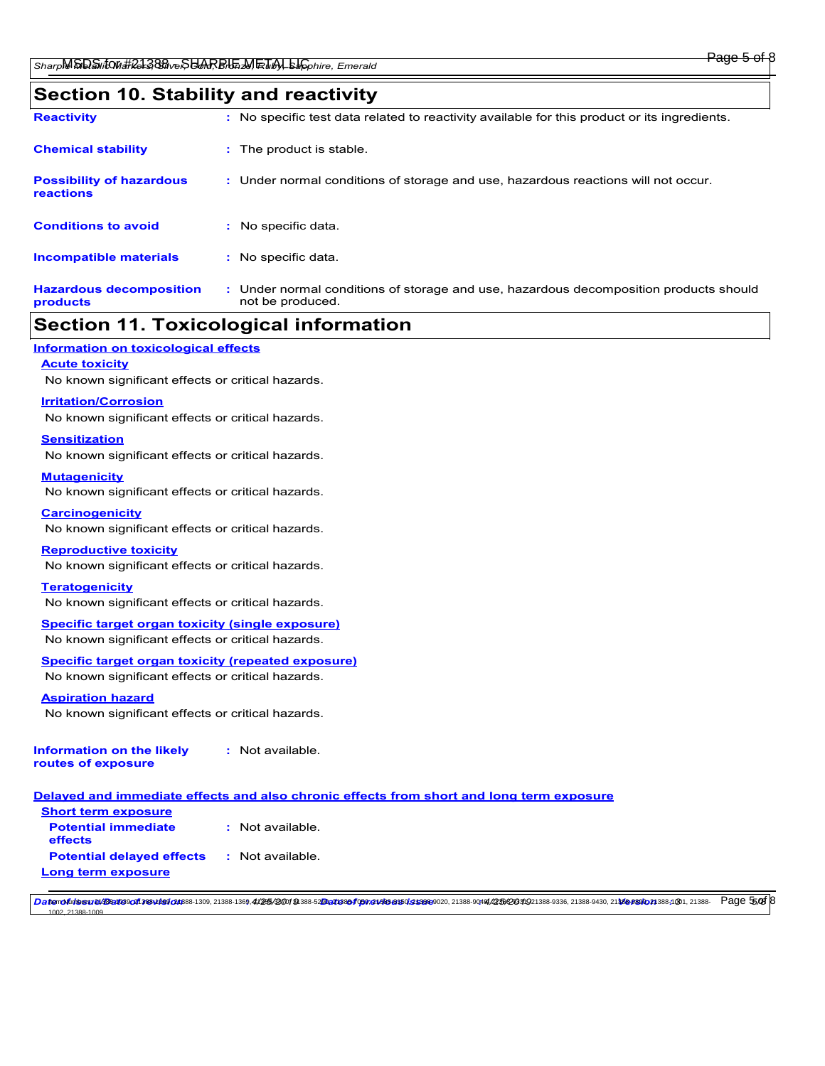## Section 10. Stability and reactivity

**Reactivity** : No specific test data related to reactivity available for this product or its ingredients.

**Chemical stability** : The product is stable.

**Possibility of hazardous reactions** : Under normal conditions of storage and use, hazardous reactions will not occur.

**Conditions to avoid** : No specific data.

**Incompatible materials** : No specific data.

**Hazardous decomposition products** : Under normal conditions of storage and use, hazardous decomposition products should not be produced.

## Section 11. Toxicological information

### Information on toxicological effects

**Acute toxicity**

No known significant effects or critical hazards.

**Irritation/Corrosion**

No known significant effects or critical hazards.

**Sensitization**

No known significant effects or critical hazards.

**Mutagenicity**

No known significant effects or critical hazards.

**Carcinogenicity**

No known significant effects or critical hazards.

**Reproductive toxicity**

No known significant effects or critical hazards.

**Teratogenicity**

No known significant effects or critical hazards.

**Specific target organ toxicity (single exposure)**

No known significant effects or critical hazards.

**Specific target organ toxicity (repeated exposure)**

No known significant effects or critical hazards.

**Aspiration hazard**

No known significant effects or critical hazards.

**Information on the likely routes of exposure** : Not available.

### Delayed and immediate effects and also chronic effects from short and long term exposure

**Short term exposure**

**Potential immediate effects** : Not available.

**Potential delayed effects** : Not available.

**Long term exposure**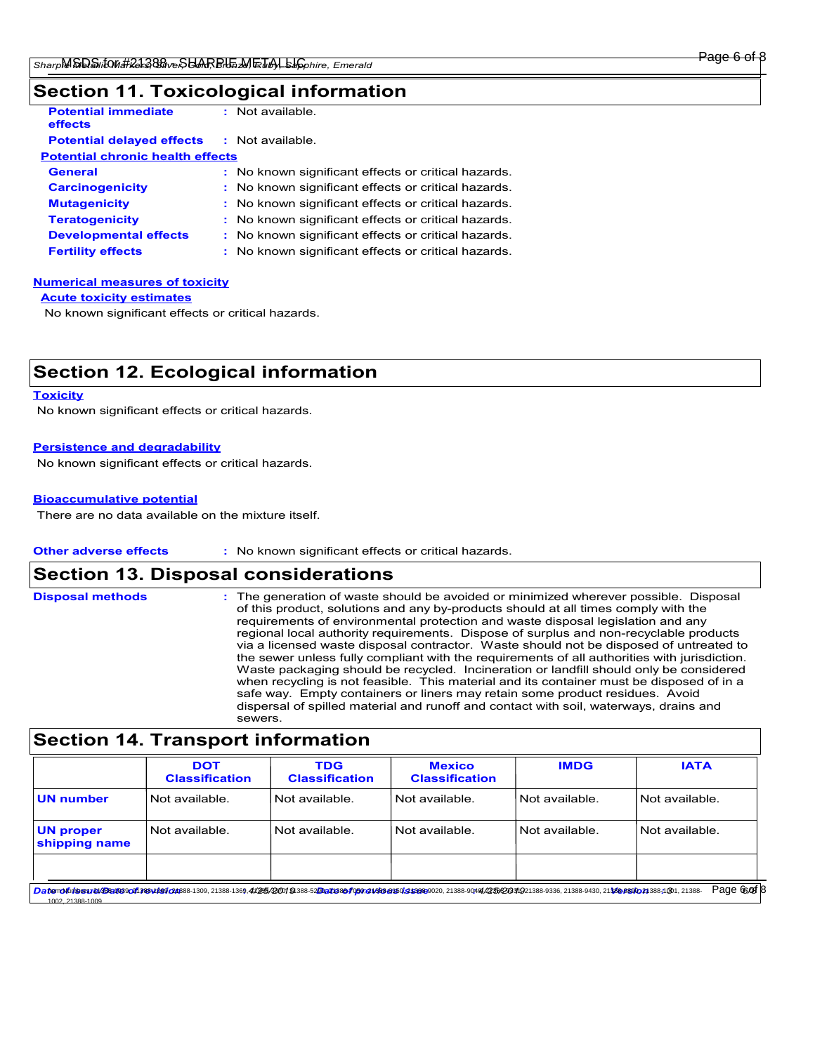## Section 11. Toxicological information

**Potential immediate effects** : Not available.

**Potential delayed effects** : Not available.

**Potential chronic health effects**

**General** : No known significant effects or critical hazards.
**Carcinogenicity** : No known significant effects or critical hazards.
**Mutagenicity** : No known significant effects or critical hazards.
**Teratogenicity** : No known significant effects or critical hazards.
**Developmental effects** : No known significant effects or critical hazards.
**Fertility effects** : No known significant effects or critical hazards.

**Numerical measures of toxicity**

**Acute toxicity estimates**

No known significant effects or critical hazards.

## Section 12. Ecological information

**Toxicity**

No known significant effects or critical hazards.

**Persistence and degradability**

No known significant effects or critical hazards.

**Bioaccumulative potential**

There are no data available on the mixture itself.

**Other adverse effects** : No known significant effects or critical hazards.

## Section 13. Disposal considerations

**Disposal methods** : The generation of waste should be avoided or minimized wherever possible. Disposal of this product, solutions and any by-products should at all times comply with the requirements of environmental protection and waste disposal legislation and any regional local authority requirements. Dispose of surplus and non-recyclable products via a licensed waste disposal contractor. Waste should not be disposed of untreated to the sewer unless fully compliant with the requirements of all authorities with jurisdiction. Waste packaging should be recycled. Incineration or landfill should only be considered when recycling is not feasible. This material and its container must be disposed of in a safe way. Empty containers or liners may retain some product residues. Avoid dispersal of spilled material and runoff and contact with soil, waterways, drains and sewers.

## Section 14. Transport information

| | DOT Classification | TDG Classification | Mexico Classification | IMDG | IATA |
|---|---|---|---|---|---|
| UN number | Not available. | Not available. | Not available. | Not available. | Not available. |
| UN proper shipping name | Not available. | Not available. | Not available. | Not available. | Not available. |
| | | | | | |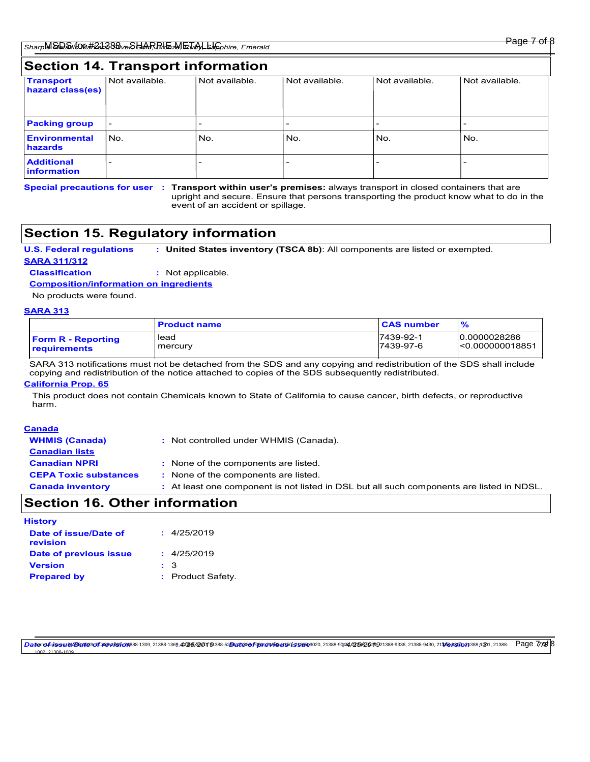## Section 14. Transport information

| Transport hazard class(es) | Not available. | Not available. | Not available. | Not available. | Not available. |
|---|---|---|---|---|---|
| Packing group | - | - | - | - | - |
| Environmental hazards | No. | No. | No. | No. | No. |
| Additional information | - | - | - | - | - |

**Special precautions for user** : **Transport within user's premises:** always transport in closed containers that are upright and secure. Ensure that persons transporting the product know what to do in the event of an accident or spillage.

## Section 15. Regulatory information

**U.S. Federal regulations** : **United States inventory (TSCA 8b)**: All components are listed or exempted.

**SARA 311/312**

**Classification** : Not applicable.

**Composition/information on ingredients**

No products were found.

**SARA 313**

| | Product name | CAS number | % |
|---|---|---|---|
| Form R - Reporting requirements | lead<br>mercury | 7439-92-1<br>7439-97-6 | 0.0000028286<br><0.000000018851 |

SARA 313 notifications must not be detached from the SDS and any copying and redistribution of the SDS shall include copying and redistribution of the notice attached to copies of the SDS subsequently redistributed.

**California Prop. 65**

This product does not contain Chemicals known to State of California to cause cancer, birth defects, or reproductive harm.

**Canada**

**WHMIS (Canada)** : Not controlled under WHMIS (Canada).

**Canadian lists**

**Canadian NPRI** : None of the components are listed.

**CEPA Toxic substances** : None of the components are listed.

**Canada inventory** : At least one component is not listed in DSL but all such components are listed in NDSL.

## Section 16. Other information

**History**

**Date of issue/Date of revision** : 4/25/2019

**Date of previous issue** : 4/25/2019

**Version** : 3

**Prepared by** : Product Safety.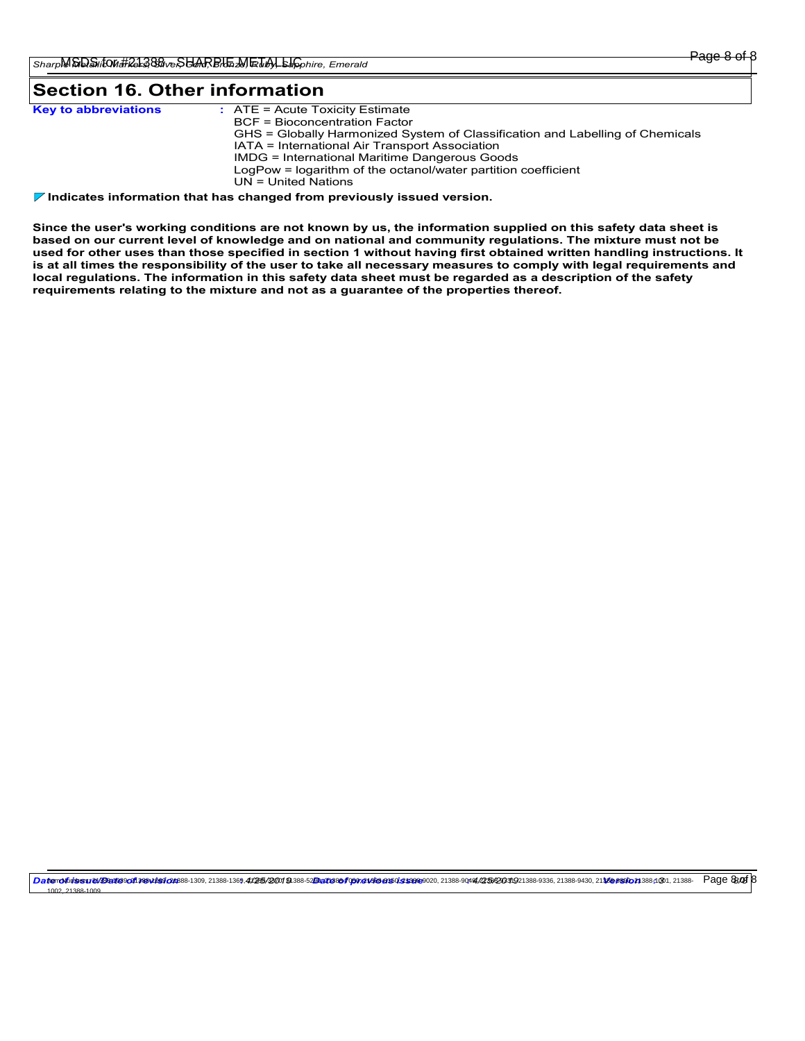## Section 16. Other information

**Key to abbreviations** : ATE = Acute Toxicity Estimate
BCF = Bioconcentration Factor
GHS = Globally Harmonized System of Classification and Labelling of Chemicals
IATA = International Air Transport Association
IMDG = International Maritime Dangerous Goods
LogPow = logarithm of the octanol/water partition coefficient
UN = United Nations

**Indicates information that has changed from previously issued version.**

**Since the user's working conditions are not known by us, the information supplied on this safety data sheet is based on our current level of knowledge and on national and community regulations. The mixture must not be used for other uses than those specified in section 1 without having first obtained written handling instructions. It is at all times the responsibility of the user to take all necessary measures to comply with legal requirements and local regulations. The information in this safety data sheet must be regarded as a description of the safety requirements relating to the mixture and not as a guarantee of the properties thereof.**